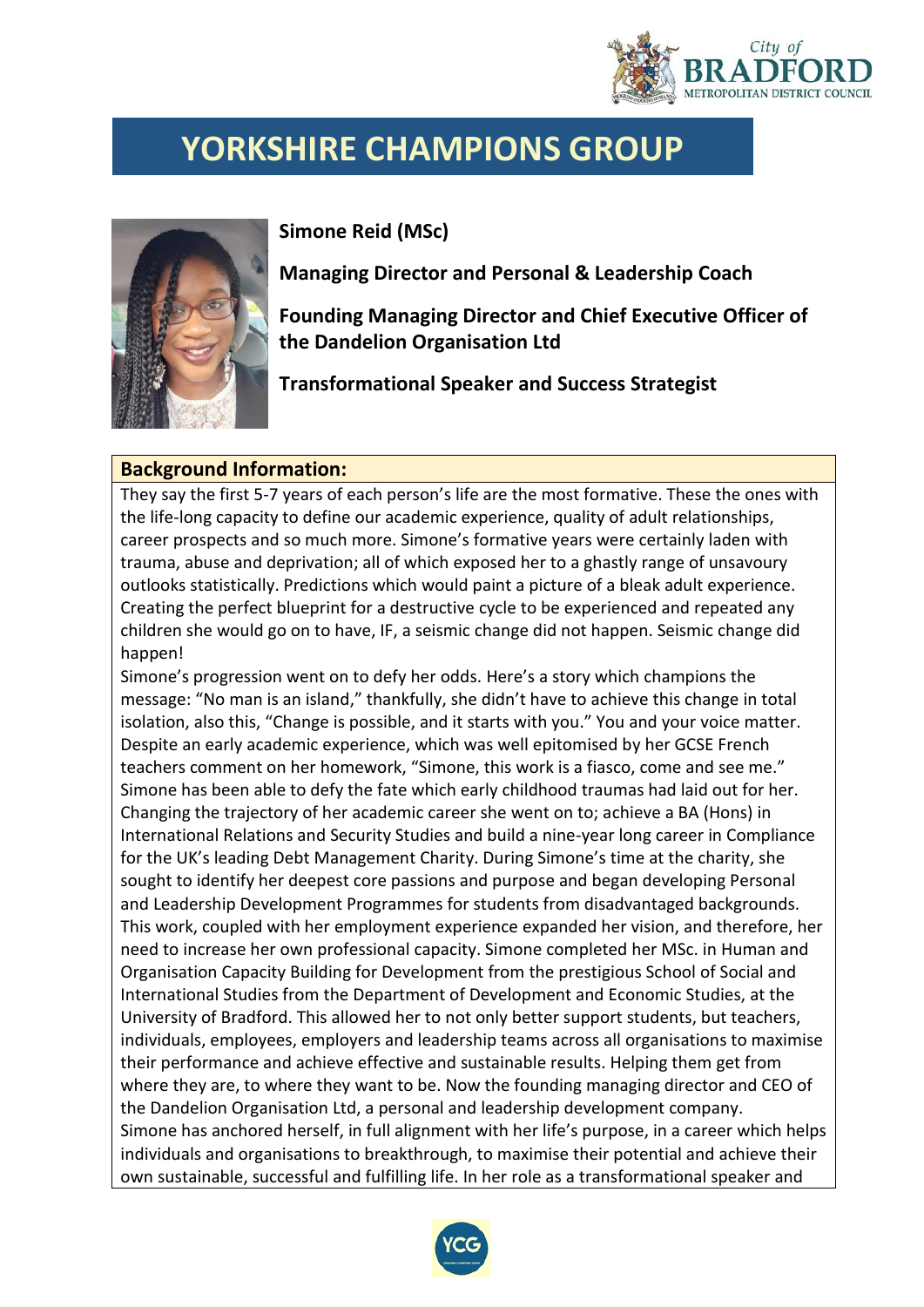# YORKSHIRE CHAMPIONS GROUP

**Simone Reid (MSc)**

**Managing Director and Personal & Leadership Coach**

**Founding Managing Director and Chief Executive Officer of the Dandelion Organisation Ltd**

**Transformational Speaker and Success Strategist**

## Background Information:

They say the first 5-7 years of each person's life are the most formative. These the ones with the life-long capacity to define our academic experience, quality of adult relationships, career prospects and so much more. Simone's formative years were certainly laden with trauma, abuse and deprivation; all of which exposed her to a ghastly range of unsavoury outlooks statistically. Predictions which would paint a picture of a bleak adult experience. Creating the perfect blueprint for a destructive cycle to be experienced and repeated any children she would go on to have, IF, a seismic change did not happen. Seismic change did happen!

Simone's progression went on to defy her odds. Here's a story which champions the message: "No man is an island," thankfully, she didn't have to achieve this change in total isolation, also this, "Change is possible, and it starts with you." You and your voice matter. Despite an early academic experience, which was well epitomised by her GCSE French teachers comment on her homework, "Simone, this work is a fiasco, come and see me." Simone has been able to defy the fate which early childhood traumas had laid out for her. Changing the trajectory of her academic career she went on to; achieve a BA (Hons) in International Relations and Security Studies and build a nine-year long career in Compliance for the UK's leading Debt Management Charity. During Simone's time at the charity, she sought to identify her deepest core passions and purpose and began developing Personal and Leadership Development Programmes for students from disadvantaged backgrounds. This work, coupled with her employment experience expanded her vision, and therefore, her need to increase her own professional capacity. Simone completed her MSc. in Human and Organisation Capacity Building for Development from the prestigious School of Social and International Studies from the Department of Development and Economic Studies, at the University of Bradford. This allowed her to not only better support students, but teachers, individuals, employees, employers and leadership teams across all organisations to maximise their performance and achieve effective and sustainable results. Helping them get from where they are, to where they want to be. Now the founding managing director and CEO of the Dandelion Organisation Ltd, a personal and leadership development company.

Simone has anchored herself, in full alignment with her life's purpose, in a career which helps individuals and organisations to breakthrough, to maximise their potential and achieve their own sustainable, successful and fulfilling life. In her role as a transformational speaker and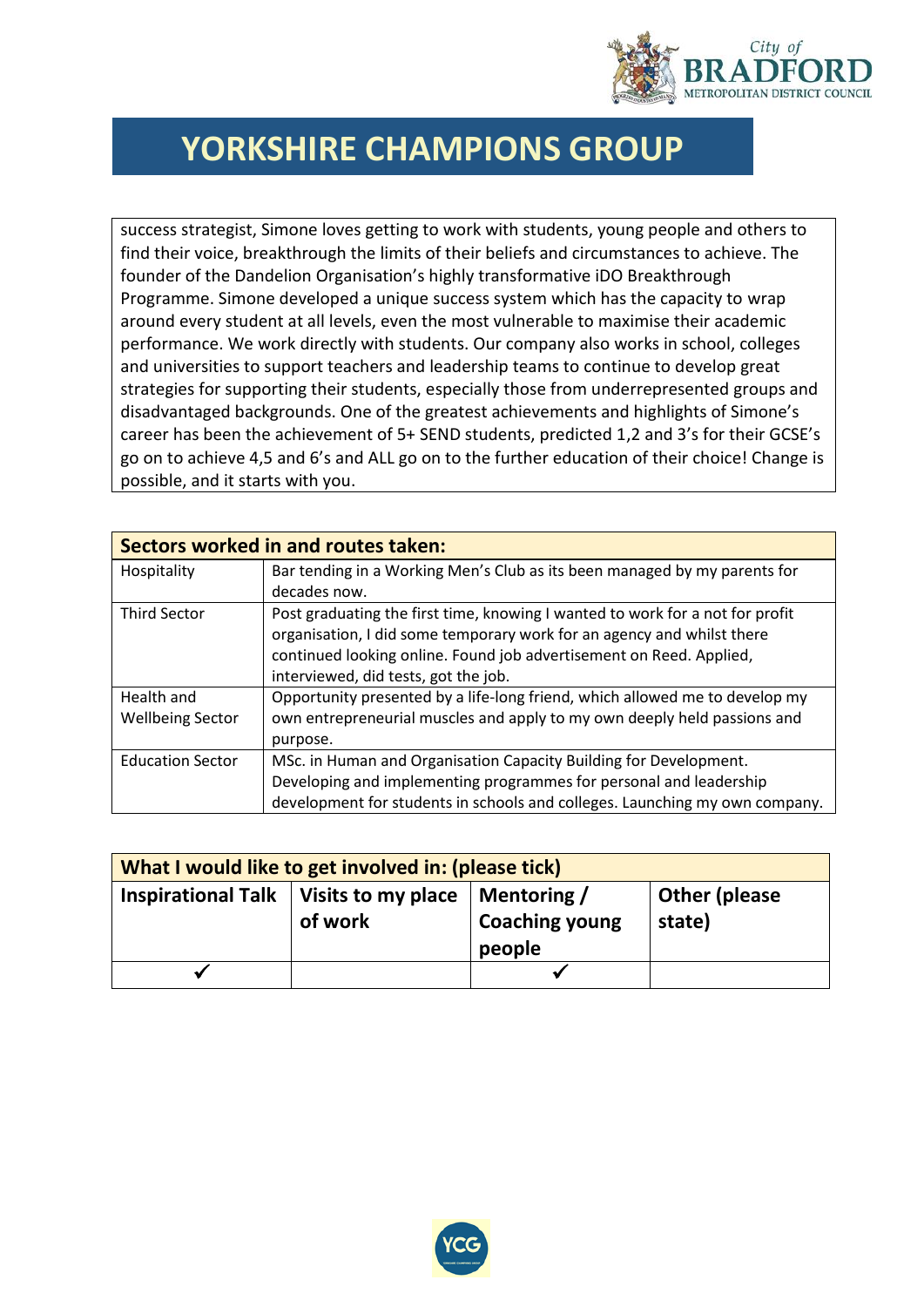# YORKSHIRE CHAMPIONS GROUP

| |
|---|
| success strategist, Simone loves getting to work with students, young people and others to find their voice, breakthrough the limits of their beliefs and circumstances to achieve. The founder of the Dandelion Organisation's highly transformative iDO Breakthrough Programme. Simone developed a unique success system which has the capacity to wrap around every student at all levels, even the most vulnerable to maximise their academic performance. We work directly with students. Our company also works in school, colleges and universities to support teachers and leadership teams to continue to develop great strategies for supporting their students, especially those from underrepresented groups and disadvantaged backgrounds. One of the greatest achievements and highlights of Simone's career has been the achievement of 5+ SEND students, predicted 1,2 and 3's for their GCSE's go on to achieve 4,5 and 6's and ALL go on to the further education of their choice! Change is possible, and it starts with you. |

| **Sectors worked in and routes taken:** | |
|---|---|
| Hospitality | Bar tending in a Working Men's Club as its been managed by my parents for decades now. |
| Third Sector | Post graduating the first time, knowing I wanted to work for a not for profit organisation, I did some temporary work for an agency and whilst there continued looking online. Found job advertisement on Reed. Applied, interviewed, did tests, got the job. |
| Health and Wellbeing Sector | Opportunity presented by a life-long friend, which allowed me to develop my own entrepreneurial muscles and apply to my own deeply held passions and purpose. |
| Education Sector | MSc. in Human and Organisation Capacity Building for Development. Developing and implementing programmes for personal and leadership development for students in schools and colleges. Launching my own company. |

| **What I would like to get involved in: (please tick)** | | | |
|---|---|---|---|
| **Inspirational Talk** | **Visits to my place of work** | **Mentoring / Coaching young people** | **Other (please state)** |
| ✓ | | ✓ | |